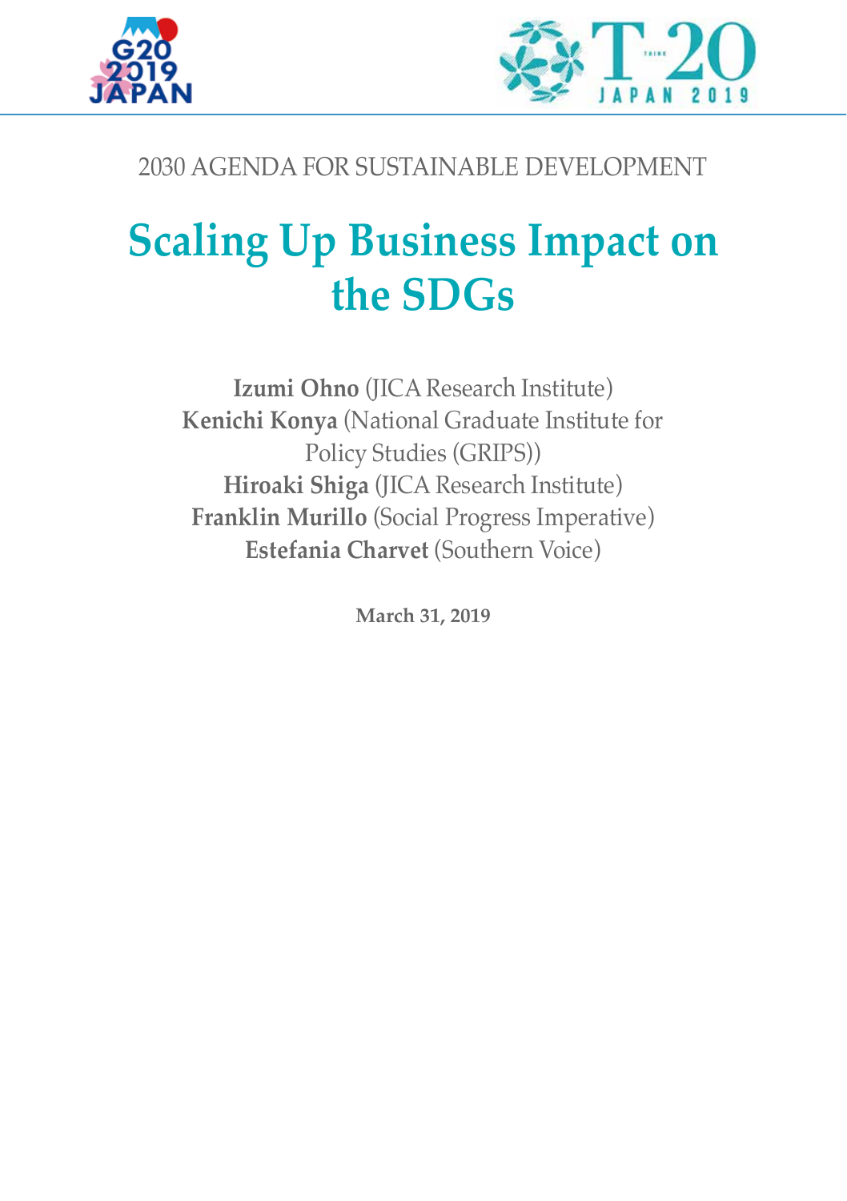2030 AGENDA FOR SUSTAINABLE DEVELOPMENT

# Scaling Up Business Impact on the SDGs

**Izumi Ohno** (JICA Research Institute)
**Kenichi Konya** (National Graduate Institute for Policy Studies (GRIPS))
**Hiroaki Shiga** (JICA Research Institute)
**Franklin Murillo** (Social Progress Imperative)
**Estefania Charvet** (Southern Voice)

**March 31, 2019**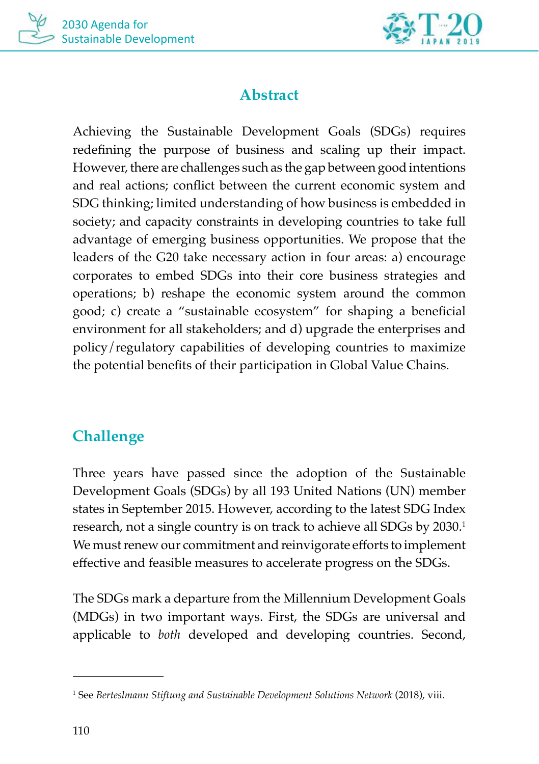## Abstract

Achieving the Sustainable Development Goals (SDGs) requires redefining the purpose of business and scaling up their impact. However, there are challenges such as the gap between good intentions and real actions; conflict between the current economic system and SDG thinking; limited understanding of how business is embedded in society; and capacity constraints in developing countries to take full advantage of emerging business opportunities. We propose that the leaders of the G20 take necessary action in four areas: a) encourage corporates to embed SDGs into their core business strategies and operations; b) reshape the economic system around the common good; c) create a "sustainable ecosystem" for shaping a beneficial environment for all stakeholders; and d) upgrade the enterprises and policy/regulatory capabilities of developing countries to maximize the potential benefits of their participation in Global Value Chains.

## Challenge

Three years have passed since the adoption of the Sustainable Development Goals (SDGs) by all 193 United Nations (UN) member states in September 2015. However, according to the latest SDG Index research, not a single country is on track to achieve all SDGs by 2030.[1] We must renew our commitment and reinvigorate efforts to implement effective and feasible measures to accelerate progress on the SDGs.

The SDGs mark a departure from the Millennium Development Goals (MDGs) in two important ways. First, the SDGs are universal and applicable to *both* developed and developing countries. Second,

---

[1] See *Berteslmann Stiftung and Sustainable Development Solutions Network* (2018), viii.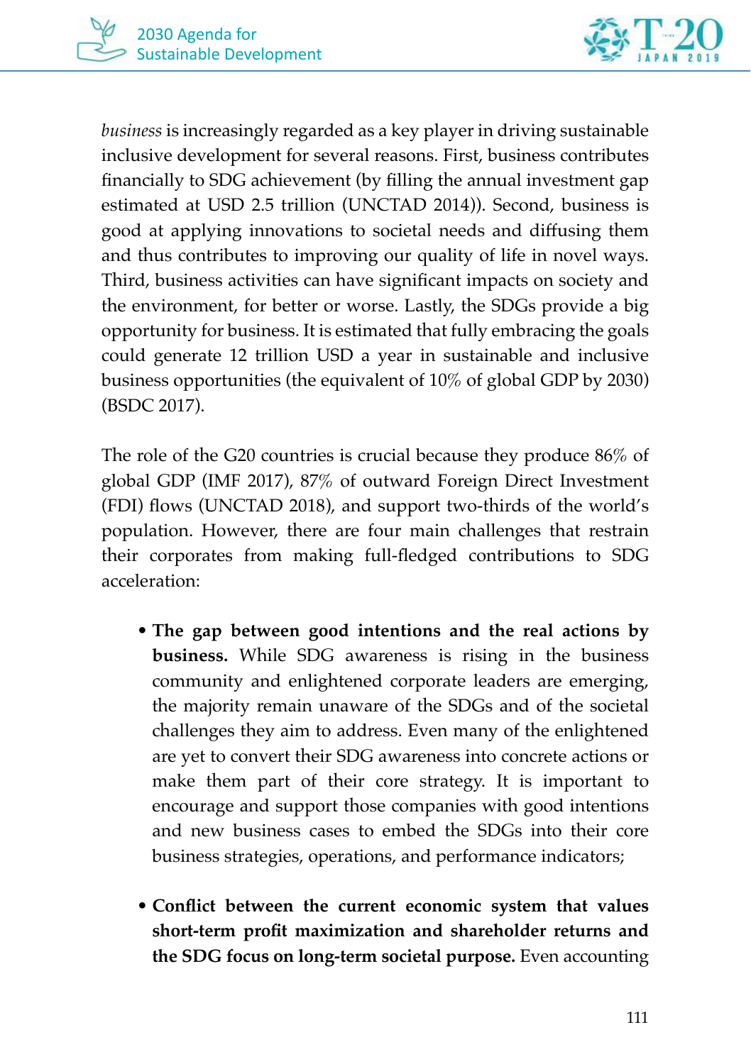*business* is increasingly regarded as a key player in driving sustainable inclusive development for several reasons. First, business contributes financially to SDG achievement (by filling the annual investment gap estimated at USD 2.5 trillion (UNCTAD 2014)). Second, business is good at applying innovations to societal needs and diffusing them and thus contributes to improving our quality of life in novel ways. Third, business activities can have significant impacts on society and the environment, for better or worse. Lastly, the SDGs provide a big opportunity for business. It is estimated that fully embracing the goals could generate 12 trillion USD a year in sustainable and inclusive business opportunities (the equivalent of 10% of global GDP by 2030) (BSDC 2017).

The role of the G20 countries is crucial because they produce 86% of global GDP (IMF 2017), 87% of outward Foreign Direct Investment (FDI) flows (UNCTAD 2018), and support two-thirds of the world's population. However, there are four main challenges that restrain their corporates from making full-fledged contributions to SDG acceleration:

- **The gap between good intentions and the real actions by business.** While SDG awareness is rising in the business community and enlightened corporate leaders are emerging, the majority remain unaware of the SDGs and of the societal challenges they aim to address. Even many of the enlightened are yet to convert their SDG awareness into concrete actions or make them part of their core strategy. It is important to encourage and support those companies with good intentions and new business cases to embed the SDGs into their core business strategies, operations, and performance indicators;

- **Conflict between the current economic system that values short-term profit maximization and shareholder returns and the SDG focus on long-term societal purpose.** Even accounting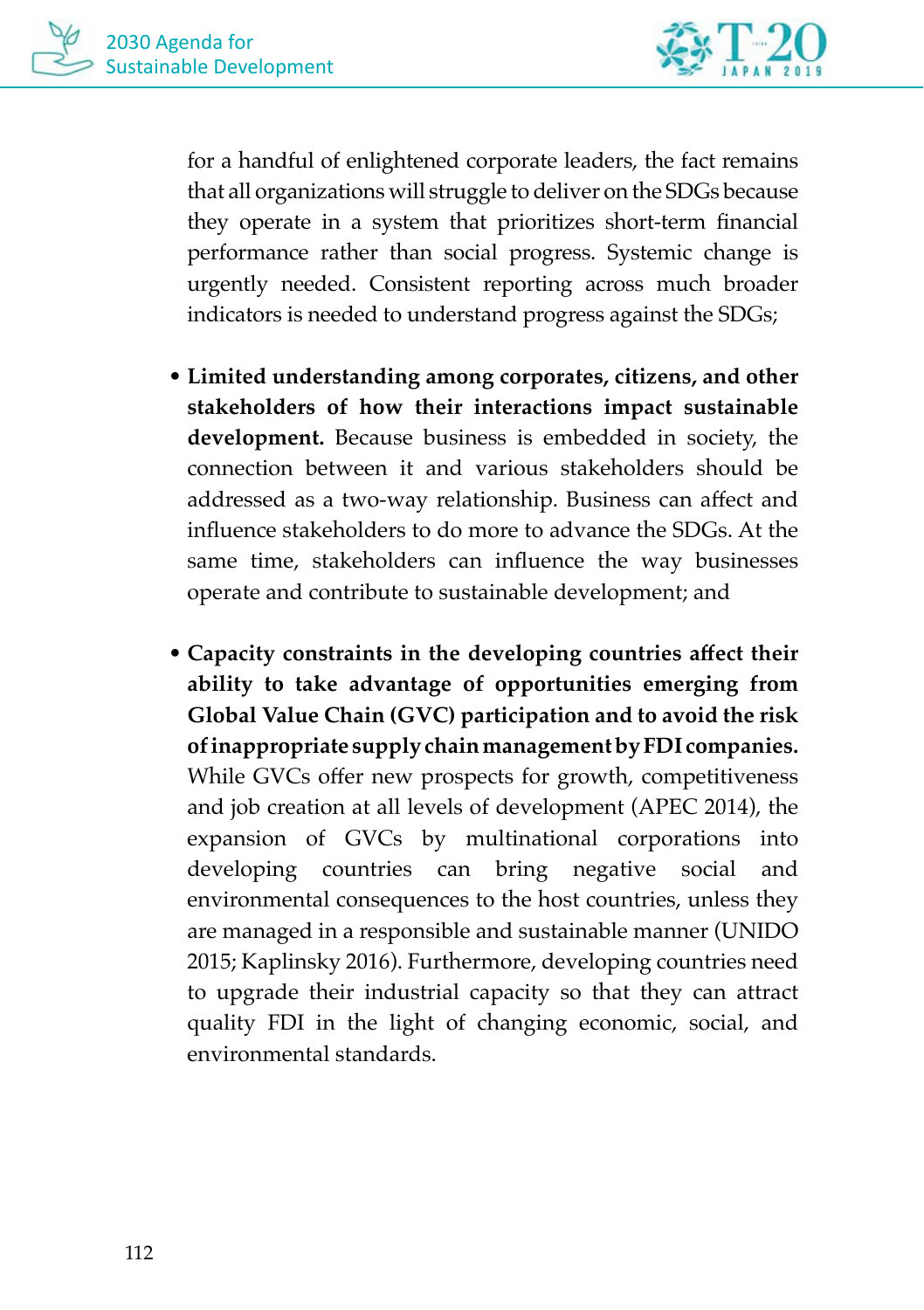for a handful of enlightened corporate leaders, the fact remains that all organizations will struggle to deliver on the SDGs because they operate in a system that prioritizes short-term financial performance rather than social progress. Systemic change is urgently needed. Consistent reporting across much broader indicators is needed to understand progress against the SDGs;

- **Limited understanding among corporates, citizens, and other stakeholders of how their interactions impact sustainable development.** Because business is embedded in society, the connection between it and various stakeholders should be addressed as a two-way relationship. Business can affect and influence stakeholders to do more to advance the SDGs. At the same time, stakeholders can influence the way businesses operate and contribute to sustainable development; and

- **Capacity constraints in the developing countries affect their ability to take advantage of opportunities emerging from Global Value Chain (GVC) participation and to avoid the risk of inappropriate supply chain management by FDI companies.** While GVCs offer new prospects for growth, competitiveness and job creation at all levels of development (APEC 2014), the expansion of GVCs by multinational corporations into developing countries can bring negative social and environmental consequences to the host countries, unless they are managed in a responsible and sustainable manner (UNIDO 2015; Kaplinsky 2016). Furthermore, developing countries need to upgrade their industrial capacity so that they can attract quality FDI in the light of changing economic, social, and environmental standards.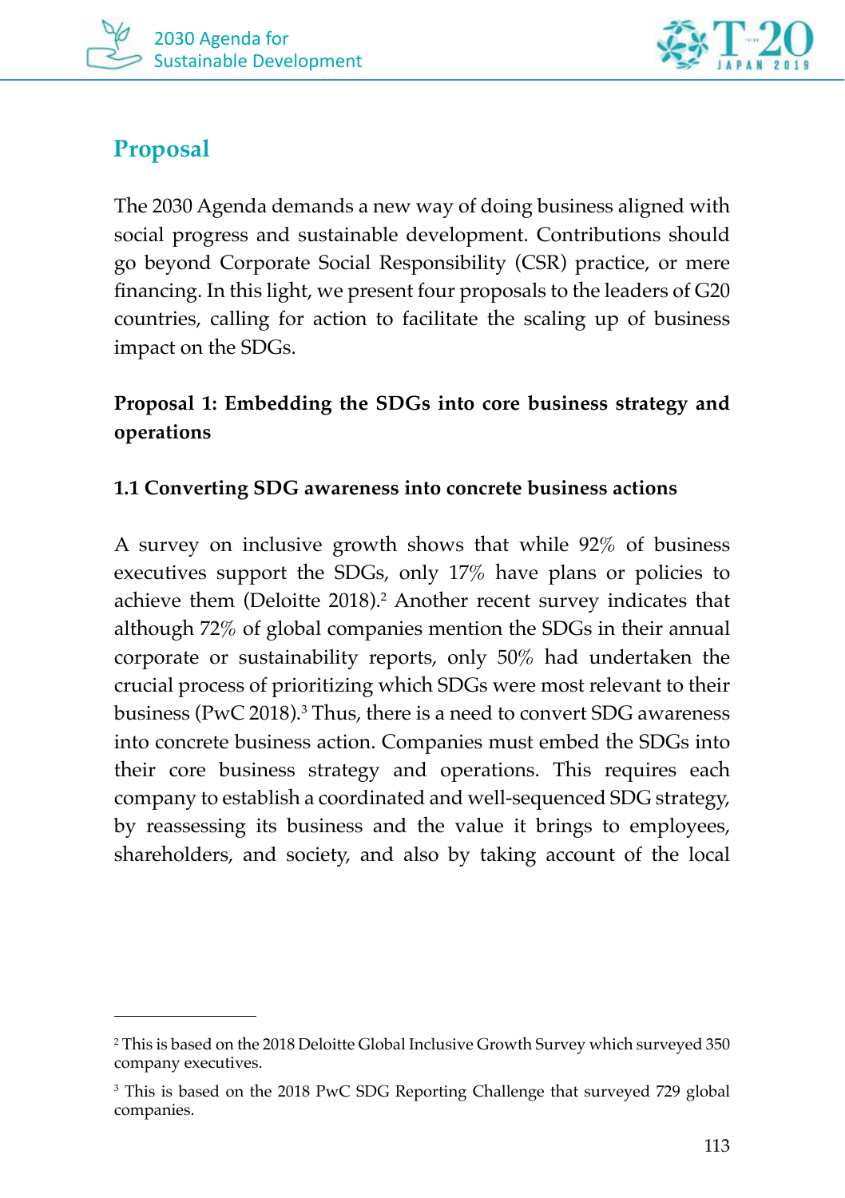## Proposal

The 2030 Agenda demands a new way of doing business aligned with social progress and sustainable development. Contributions should go beyond Corporate Social Responsibility (CSR) practice, or mere financing. In this light, we present four proposals to the leaders of G20 countries, calling for action to facilitate the scaling up of business impact on the SDGs.

### Proposal 1: Embedding the SDGs into core business strategy and operations

#### 1.1 Converting SDG awareness into concrete business actions

A survey on inclusive growth shows that while 92% of business executives support the SDGs, only 17% have plans or policies to achieve them (Deloitte 2018).[2] Another recent survey indicates that although 72% of global companies mention the SDGs in their annual corporate or sustainability reports, only 50% had undertaken the crucial process of prioritizing which SDGs were most relevant to their business (PwC 2018).[3] Thus, there is a need to convert SDG awareness into concrete business action. Companies must embed the SDGs into their core business strategy and operations. This requires each company to establish a coordinated and well-sequenced SDG strategy, by reassessing its business and the value it brings to employees, shareholders, and society, and also by taking account of the local

---

[2] This is based on the 2018 Deloitte Global Inclusive Growth Survey which surveyed 350 company executives.

[3] This is based on the 2018 PwC SDG Reporting Challenge that surveyed 729 global companies.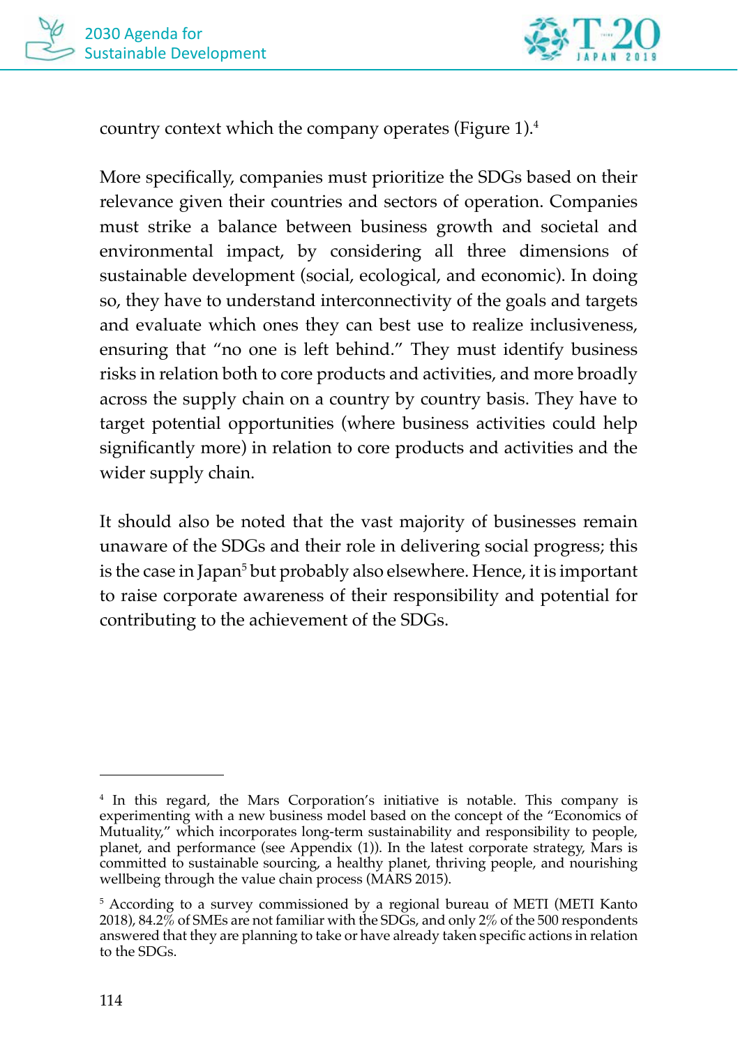country context which the company operates (Figure 1).[4]

More specifically, companies must prioritize the SDGs based on their relevance given their countries and sectors of operation. Companies must strike a balance between business growth and societal and environmental impact, by considering all three dimensions of sustainable development (social, ecological, and economic). In doing so, they have to understand interconnectivity of the goals and targets and evaluate which ones they can best use to realize inclusiveness, ensuring that "no one is left behind." They must identify business risks in relation both to core products and activities, and more broadly across the supply chain on a country by country basis. They have to target potential opportunities (where business activities could help significantly more) in relation to core products and activities and the wider supply chain.

It should also be noted that the vast majority of businesses remain unaware of the SDGs and their role in delivering social progress; this is the case in Japan[5] but probably also elsewhere. Hence, it is important to raise corporate awareness of their responsibility and potential for contributing to the achievement of the SDGs.

---

[4] In this regard, the Mars Corporation's initiative is notable. This company is experimenting with a new business model based on the concept of the "Economics of Mutuality," which incorporates long-term sustainability and responsibility to people, planet, and performance (see Appendix (1)). In the latest corporate strategy, Mars is committed to sustainable sourcing, a healthy planet, thriving people, and nourishing wellbeing through the value chain process (MARS 2015).

[5] According to a survey commissioned by a regional bureau of METI (METI Kanto 2018), 84.2% of SMEs are not familiar with the SDGs, and only 2% of the 500 respondents answered that they are planning to take or have already taken specific actions in relation to the SDGs.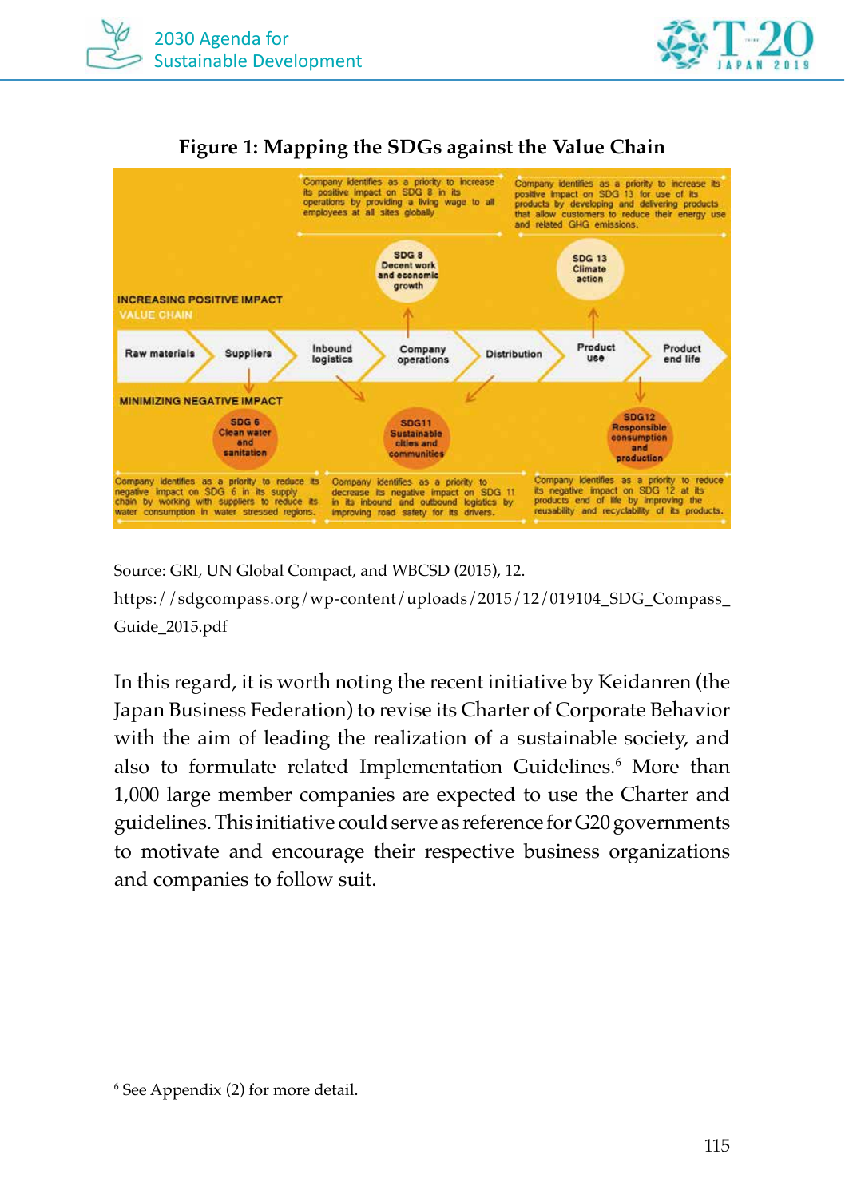**Figure 1: Mapping the SDGs against the Value Chain**

INCREASING POSITIVE IMPACT

Company identifies as a priority to increase its positive impact on SDG 8 in its operations by providing a living wage to all employees at all sites globally

SDG 8 Decent work and economic growth

Company identifies as a priority to increase its positive impact on SDG 13 for use of its products by developing and delivering products that allow customers to reduce their energy use and related GHG emissions.

SDG 13 Climate action

VALUE CHAIN

Raw materials → Suppliers → Inbound logistics → Company operations → Distribution → Product use → Product end life

MINIMIZING NEGATIVE IMPACT

SDG 6 Clean water and sanitation

Company identifies as a priority to reduce its negative impact on SDG 6 in its supply chain by working with suppliers to reduce its water consumption in water stressed regions.

SDG11 Sustainable cities and communities

Company identifies as a priority to decrease its negative impact on SDG 11 in its inbound and outbound logistics by improving road safety for its drivers.

SDG12 Responsible consumption and production

Company identifies as a priority to reduce its negative impact on SDG 12 at its products end of life by improving the reusability and recyclability of its products.

Source: GRI, UN Global Compact, and WBCSD (2015), 12. https://sdgcompass.org/wp-content/uploads/2015/12/019104_SDG_Compass_Guide_2015.pdf

In this regard, it is worth noting the recent initiative by Keidanren (the Japan Business Federation) to revise its Charter of Corporate Behavior with the aim of leading the realization of a sustainable society, and also to formulate related Implementation Guidelines.[6] More than 1,000 large member companies are expected to use the Charter and guidelines. This initiative could serve as reference for G20 governments to motivate and encourage their respective business organizations and companies to follow suit.

[6] See Appendix (2) for more detail.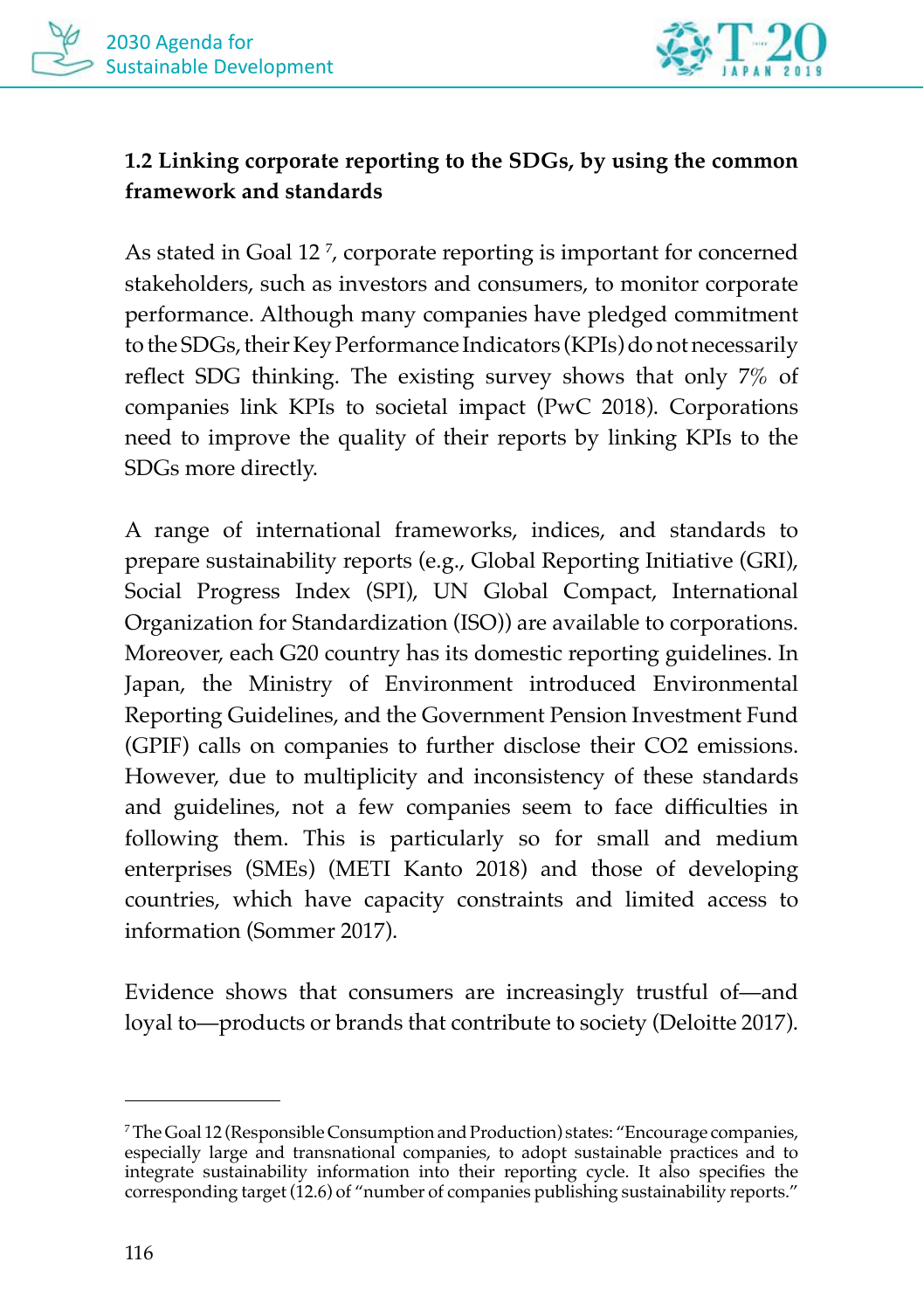### 1.2 Linking corporate reporting to the SDGs, by using the common framework and standards

As stated in Goal 12 [7], corporate reporting is important for concerned stakeholders, such as investors and consumers, to monitor corporate performance. Although many companies have pledged commitment to the SDGs, their Key Performance Indicators (KPIs) do not necessarily reflect SDG thinking. The existing survey shows that only 7% of companies link KPIs to societal impact (PwC 2018). Corporations need to improve the quality of their reports by linking KPIs to the SDGs more directly.

A range of international frameworks, indices, and standards to prepare sustainability reports (e.g., Global Reporting Initiative (GRI), Social Progress Index (SPI), UN Global Compact, International Organization for Standardization (ISO)) are available to corporations. Moreover, each G20 country has its domestic reporting guidelines. In Japan, the Ministry of Environment introduced Environmental Reporting Guidelines, and the Government Pension Investment Fund (GPIF) calls on companies to further disclose their $CO_2$ emissions. However, due to multiplicity and inconsistency of these standards and guidelines, not a few companies seem to face difficulties in following them. This is particularly so for small and medium enterprises (SMEs) (METI Kanto 2018) and those of developing countries, which have capacity constraints and limited access to information (Sommer 2017).

Evidence shows that consumers are increasingly trustful of—and loyal to—products or brands that contribute to society (Deloitte 2017).

---

[7] The Goal 12 (Responsible Consumption and Production) states: "Encourage companies, especially large and transnational companies, to adopt sustainable practices and to integrate sustainability information into their reporting cycle. It also specifies the corresponding target (12.6) of "number of companies publishing sustainability reports."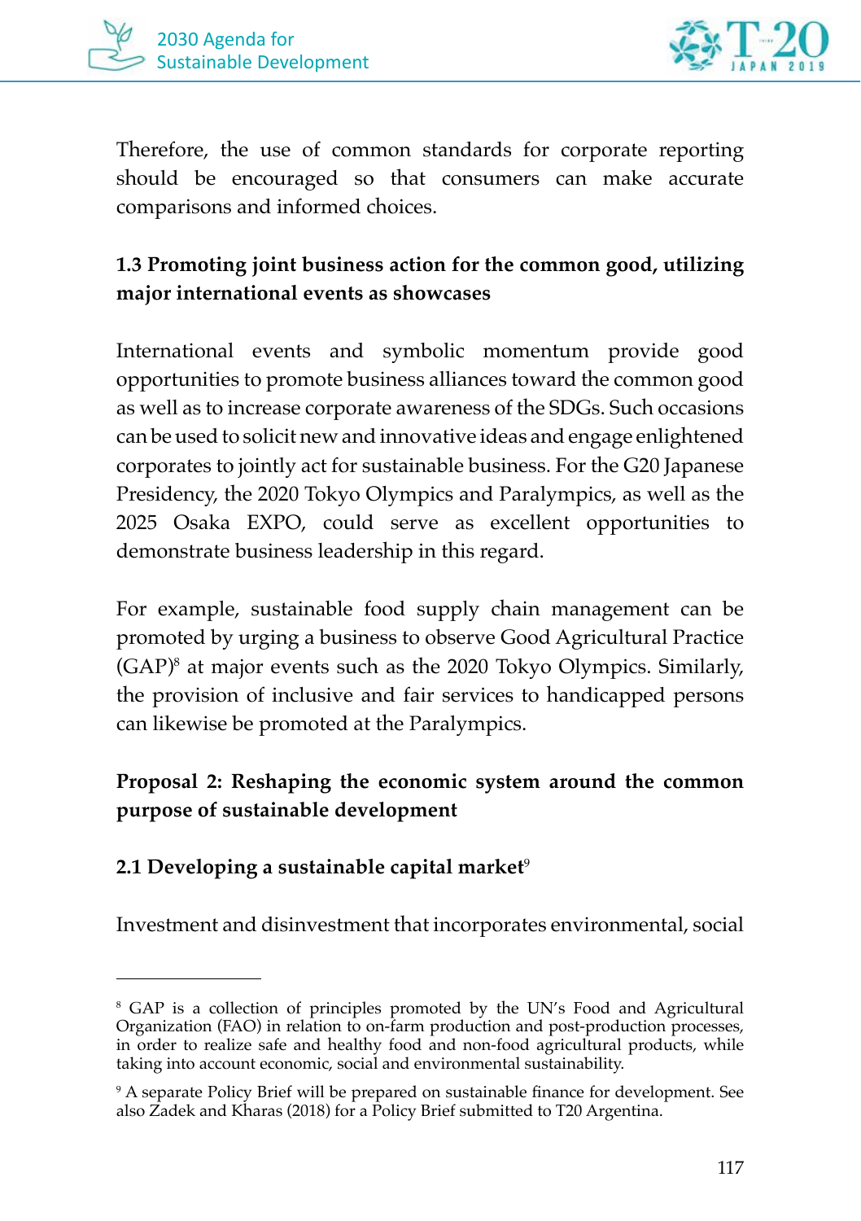Therefore, the use of common standards for corporate reporting should be encouraged so that consumers can make accurate comparisons and informed choices.

### 1.3 Promoting joint business action for the common good, utilizing major international events as showcases

International events and symbolic momentum provide good opportunities to promote business alliances toward the common good as well as to increase corporate awareness of the SDGs. Such occasions can be used to solicit new and innovative ideas and engage enlightened corporates to jointly act for sustainable business. For the G20 Japanese Presidency, the 2020 Tokyo Olympics and Paralympics, as well as the 2025 Osaka EXPO, could serve as excellent opportunities to demonstrate business leadership in this regard.

For example, sustainable food supply chain management can be promoted by urging a business to observe Good Agricultural Practice (GAP)[8] at major events such as the 2020 Tokyo Olympics. Similarly, the provision of inclusive and fair services to handicapped persons can likewise be promoted at the Paralympics.

## Proposal 2: Reshaping the economic system around the common purpose of sustainable development

### 2.1 Developing a sustainable capital market[9]

Investment and disinvestment that incorporates environmental, social

---

[8] GAP is a collection of principles promoted by the UN's Food and Agricultural Organization (FAO) in relation to on-farm production and post-production processes, in order to realize safe and healthy food and non-food agricultural products, while taking into account economic, social and environmental sustainability.

[9] A separate Policy Brief will be prepared on sustainable finance for development. See also Zadek and Kharas (2018) for a Policy Brief submitted to T20 Argentina.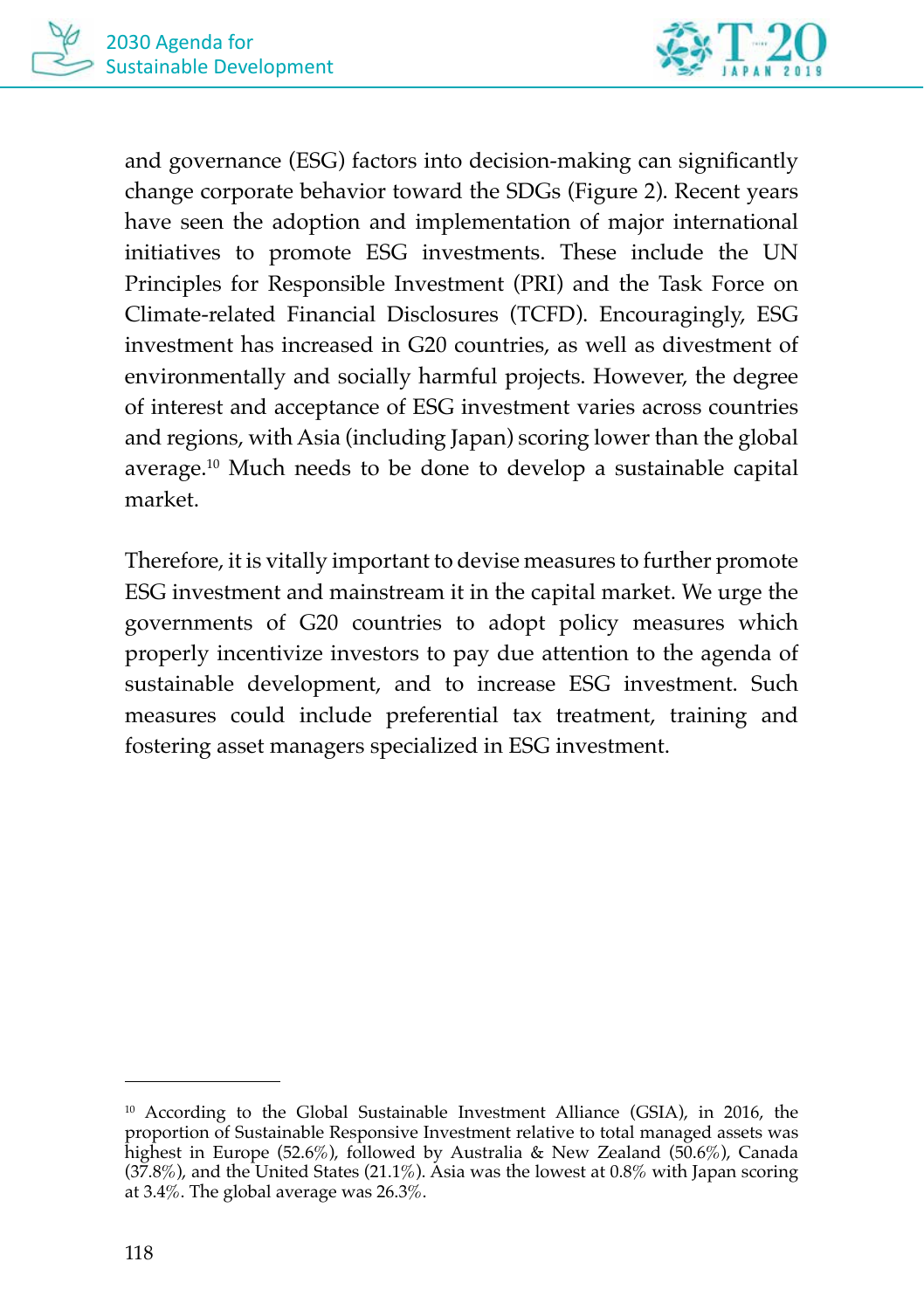and governance (ESG) factors into decision-making can significantly change corporate behavior toward the SDGs (Figure 2). Recent years have seen the adoption and implementation of major international initiatives to promote ESG investments. These include the UN Principles for Responsible Investment (PRI) and the Task Force on Climate-related Financial Disclosures (TCFD). Encouragingly, ESG investment has increased in G20 countries, as well as divestment of environmentally and socially harmful projects. However, the degree of interest and acceptance of ESG investment varies across countries and regions, with Asia (including Japan) scoring lower than the global average.[10] Much needs to be done to develop a sustainable capital market.

Therefore, it is vitally important to devise measures to further promote ESG investment and mainstream it in the capital market. We urge the governments of G20 countries to adopt policy measures which properly incentivize investors to pay due attention to the agenda of sustainable development, and to increase ESG investment. Such measures could include preferential tax treatment, training and fostering asset managers specialized in ESG investment.

---

[10] According to the Global Sustainable Investment Alliance (GSIA), in 2016, the proportion of Sustainable Responsive Investment relative to total managed assets was highest in Europe (52.6%), followed by Australia & New Zealand (50.6%), Canada (37.8%), and the United States (21.1%). Asia was the lowest at 0.8% with Japan scoring at 3.4%. The global average was 26.3%.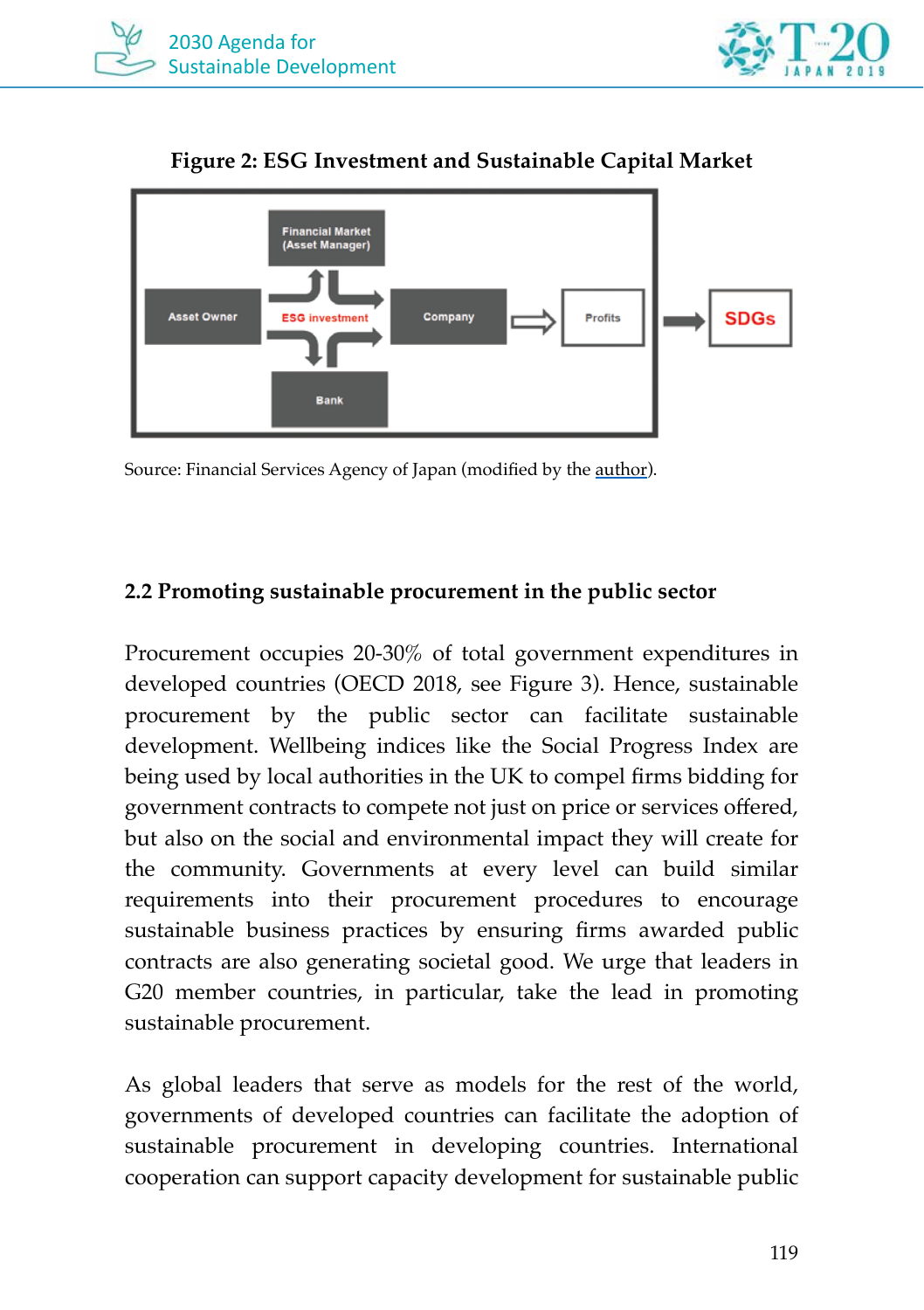**Figure 2: ESG Investment and Sustainable Capital Market**

Financial Market (Asset Manager)

Asset Owner → ESG investment → Company → Profits → SDGs

Bank

Source: Financial Services Agency of Japan (modified by the author).

### 2.2 Promoting sustainable procurement in the public sector

Procurement occupies 20-30% of total government expenditures in developed countries (OECD 2018, see Figure 3). Hence, sustainable procurement by the public sector can facilitate sustainable development. Wellbeing indices like the Social Progress Index are being used by local authorities in the UK to compel firms bidding for government contracts to compete not just on price or services offered, but also on the social and environmental impact they will create for the community. Governments at every level can build similar requirements into their procurement procedures to encourage sustainable business practices by ensuring firms awarded public contracts are also generating societal good. We urge that leaders in G20 member countries, in particular, take the lead in promoting sustainable procurement.

As global leaders that serve as models for the rest of the world, governments of developed countries can facilitate the adoption of sustainable procurement in developing countries. International cooperation can support capacity development for sustainable public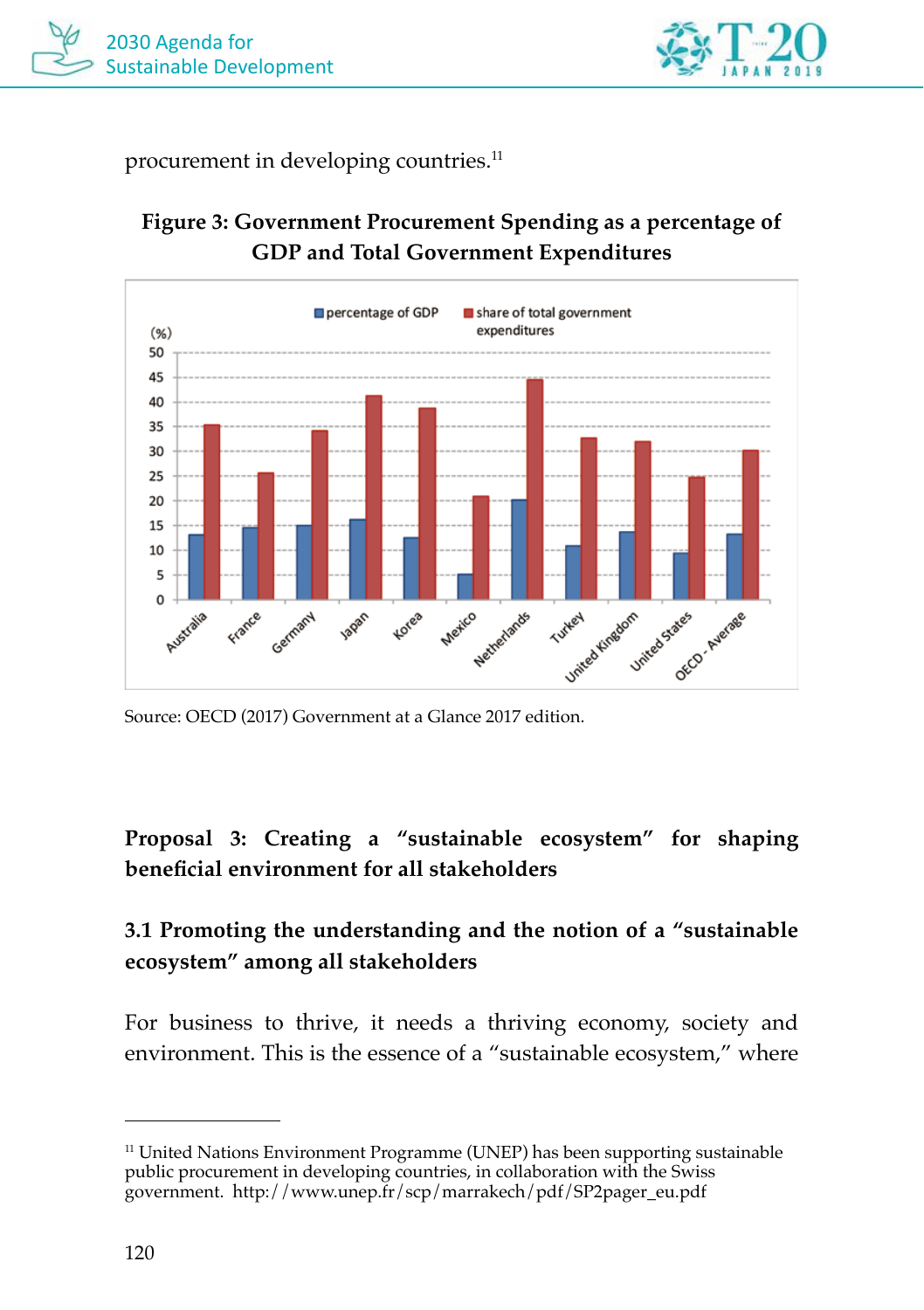procurement in developing countries.[11]

**Figure 3: Government Procurement Spending as a percentage of GDP and Total Government Expenditures**

Source: OECD (2017) Government at a Glance 2017 edition.

## Proposal 3: Creating a "sustainable ecosystem" for shaping beneficial environment for all stakeholders

### 3.1 Promoting the understanding and the notion of a "sustainable ecosystem" among all stakeholders

For business to thrive, it needs a thriving economy, society and environment. This is the essence of a "sustainable ecosystem," where

[11] United Nations Environment Programme (UNEP) has been supporting sustainable public procurement in developing countries, in collaboration with the Swiss government. http://www.unep.fr/scp/marrakech/pdf/SP2pager_eu.pdf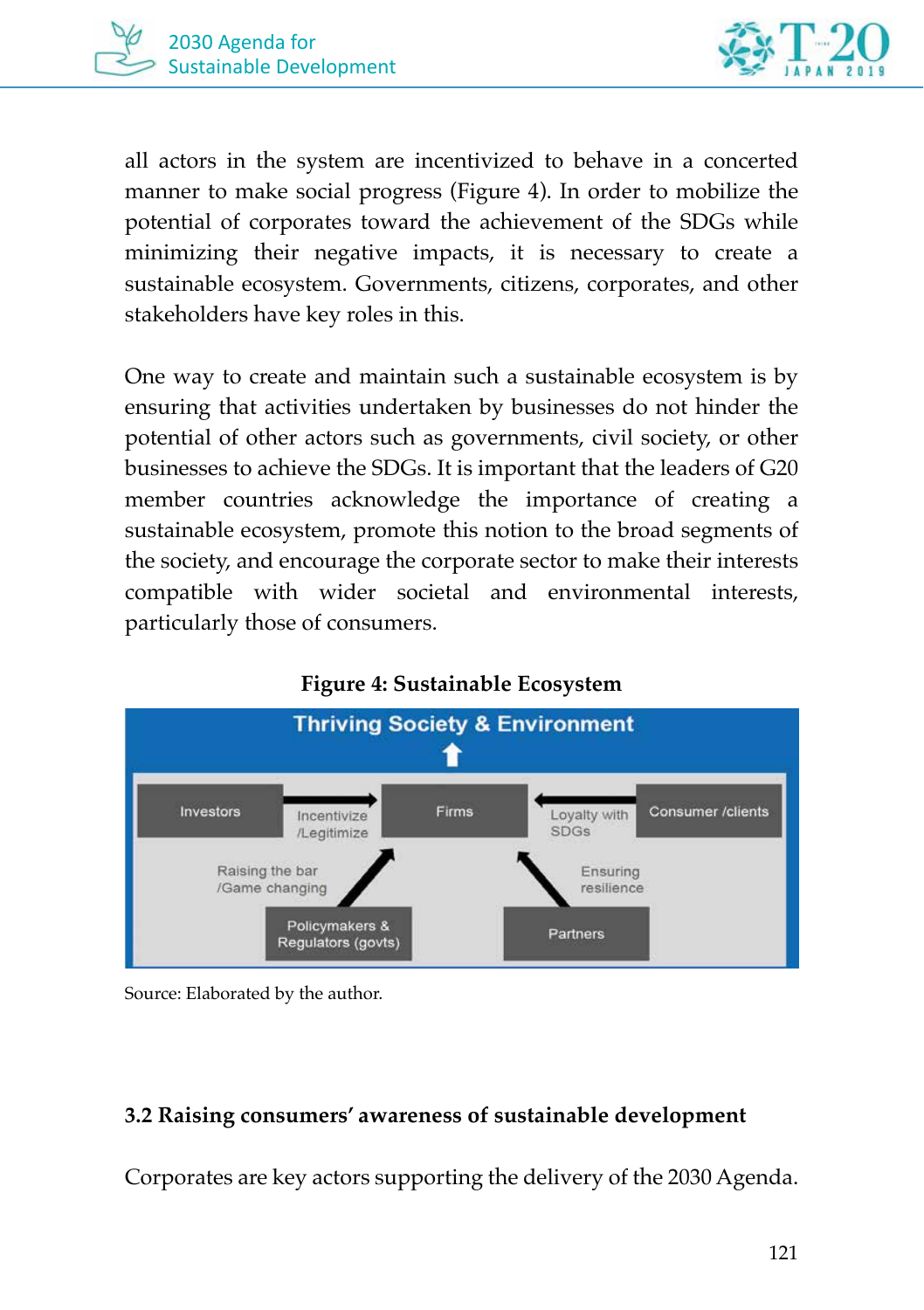all actors in the system are incentivized to behave in a concerted manner to make social progress (Figure 4). In order to mobilize the potential of corporates toward the achievement of the SDGs while minimizing their negative impacts, it is necessary to create a sustainable ecosystem. Governments, citizens, corporates, and other stakeholders have key roles in this.

One way to create and maintain such a sustainable ecosystem is by ensuring that activities undertaken by businesses do not hinder the potential of other actors such as governments, civil society, or other businesses to achieve the SDGs. It is important that the leaders of G20 member countries acknowledge the importance of creating a sustainable ecosystem, promote this notion to the broad segments of the society, and encourage the corporate sector to make their interests compatible with wider societal and environmental interests, particularly those of consumers.

**Figure 4: Sustainable Ecosystem**

Thriving Society & Environment

Investors — Incentivize /Legitimize → Firms ← Loyalty with SDGs — Consumer /clients

Policymakers & Regulators (govts) — Raising the bar /Game changing → Firms

Partners — Ensuring resilience → Firms

Source: Elaborated by the author.

### 3.2 Raising consumers' awareness of sustainable development

Corporates are key actors supporting the delivery of the 2030 Agenda.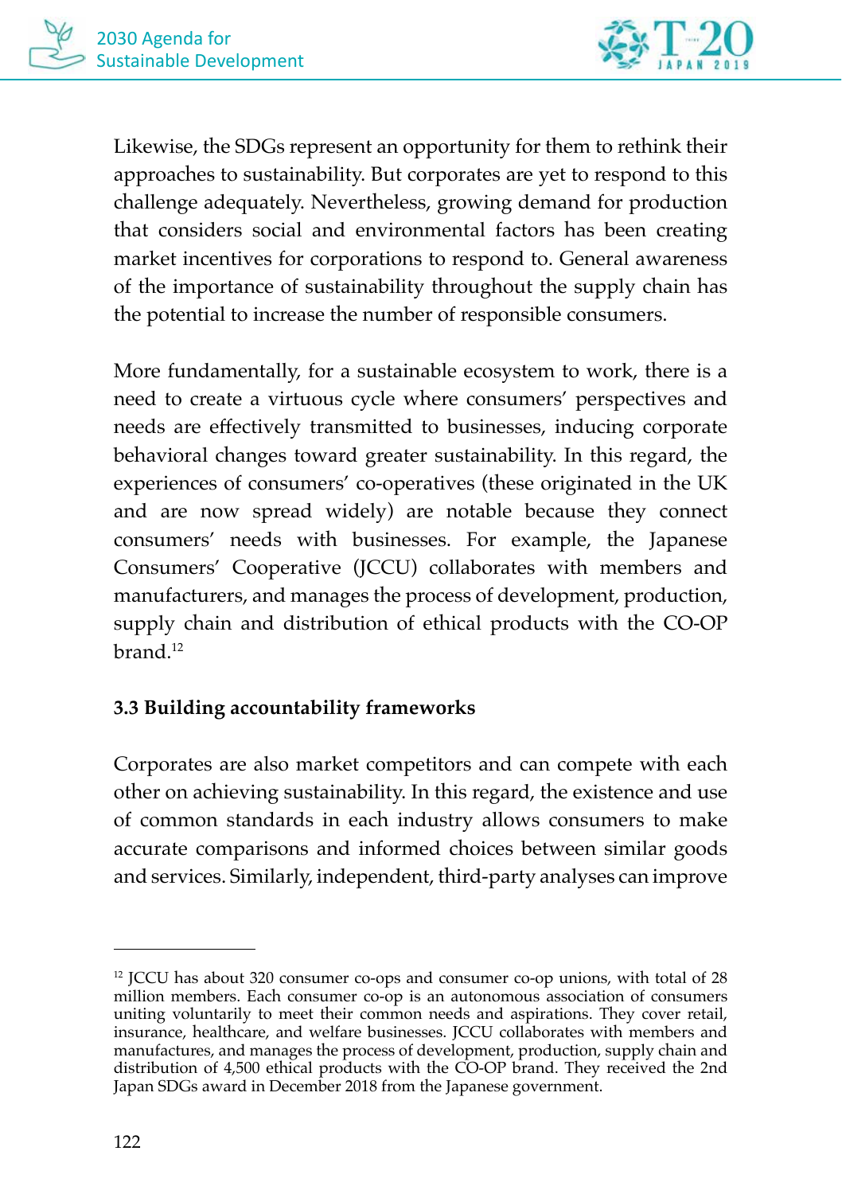Likewise, the SDGs represent an opportunity for them to rethink their approaches to sustainability. But corporates are yet to respond to this challenge adequately. Nevertheless, growing demand for production that considers social and environmental factors has been creating market incentives for corporations to respond to. General awareness of the importance of sustainability throughout the supply chain has the potential to increase the number of responsible consumers.

More fundamentally, for a sustainable ecosystem to work, there is a need to create a virtuous cycle where consumers' perspectives and needs are effectively transmitted to businesses, inducing corporate behavioral changes toward greater sustainability. In this regard, the experiences of consumers' co-operatives (these originated in the UK and are now spread widely) are notable because they connect consumers' needs with businesses. For example, the Japanese Consumers' Cooperative (JCCU) collaborates with members and manufacturers, and manages the process of development, production, supply chain and distribution of ethical products with the CO-OP brand.[12]

### 3.3 Building accountability frameworks

Corporates are also market competitors and can compete with each other on achieving sustainability. In this regard, the existence and use of common standards in each industry allows consumers to make accurate comparisons and informed choices between similar goods and services. Similarly, independent, third-party analyses can improve

---

[12] JCCU has about 320 consumer co-ops and consumer co-op unions, with total of 28 million members. Each consumer co-op is an autonomous association of consumers uniting voluntarily to meet their common needs and aspirations. They cover retail, insurance, healthcare, and welfare businesses. JCCU collaborates with members and manufactures, and manages the process of development, production, supply chain and distribution of 4,500 ethical products with the CO-OP brand. They received the 2nd Japan SDGs award in December 2018 from the Japanese government.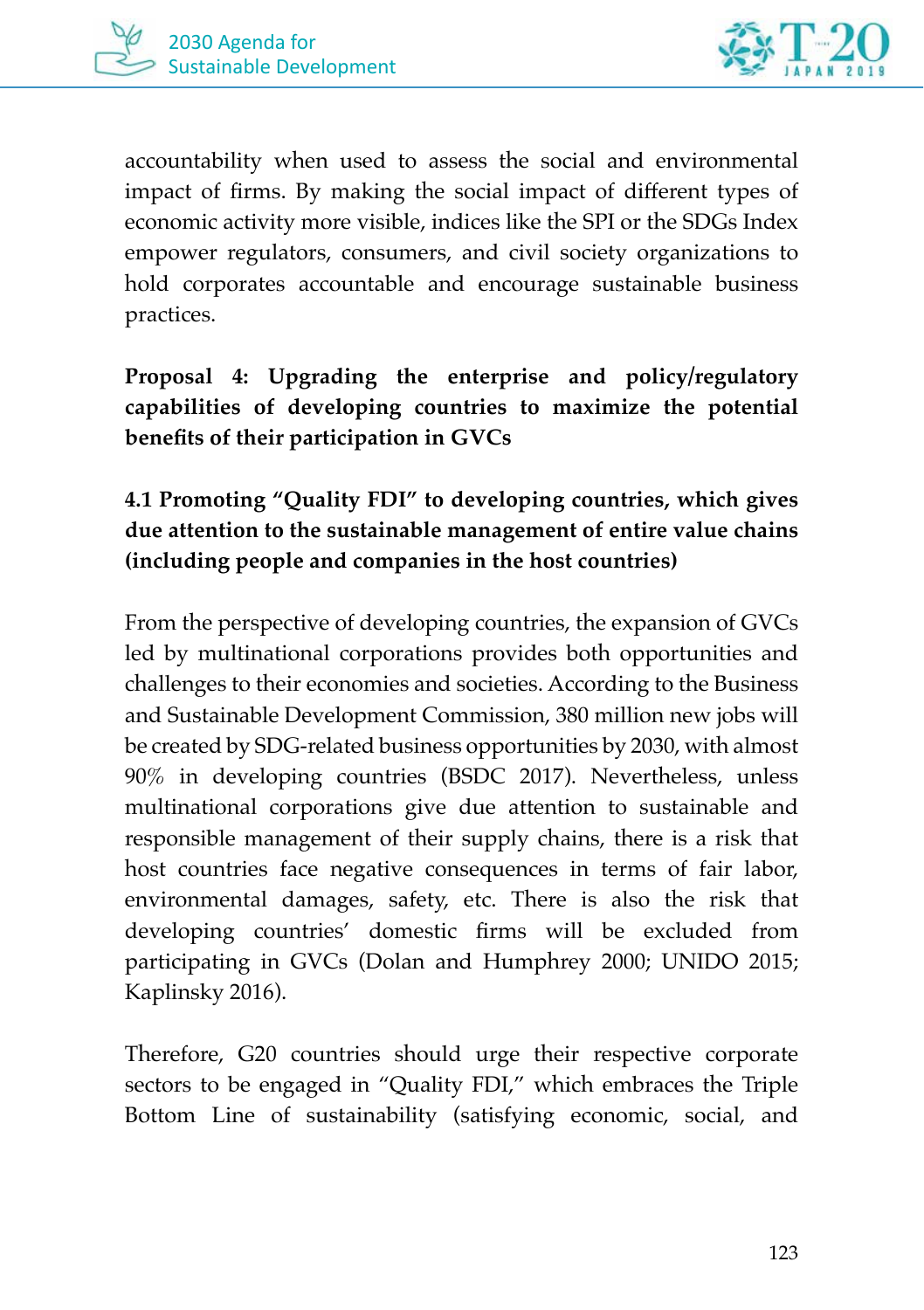accountability when used to assess the social and environmental impact of firms. By making the social impact of different types of economic activity more visible, indices like the SPI or the SDGs Index empower regulators, consumers, and civil society organizations to hold corporates accountable and encourage sustainable business practices.

### Proposal 4: Upgrading the enterprise and policy/regulatory capabilities of developing countries to maximize the potential benefits of their participation in GVCs

#### 4.1 Promoting "Quality FDI" to developing countries, which gives due attention to the sustainable management of entire value chains (including people and companies in the host countries)

From the perspective of developing countries, the expansion of GVCs led by multinational corporations provides both opportunities and challenges to their economies and societies. According to the Business and Sustainable Development Commission, 380 million new jobs will be created by SDG-related business opportunities by 2030, with almost 90% in developing countries (BSDC 2017). Nevertheless, unless multinational corporations give due attention to sustainable and responsible management of their supply chains, there is a risk that host countries face negative consequences in terms of fair labor, environmental damages, safety, etc. There is also the risk that developing countries' domestic firms will be excluded from participating in GVCs (Dolan and Humphrey 2000; UNIDO 2015; Kaplinsky 2016).

Therefore, G20 countries should urge their respective corporate sectors to be engaged in "Quality FDI," which embraces the Triple Bottom Line of sustainability (satisfying economic, social, and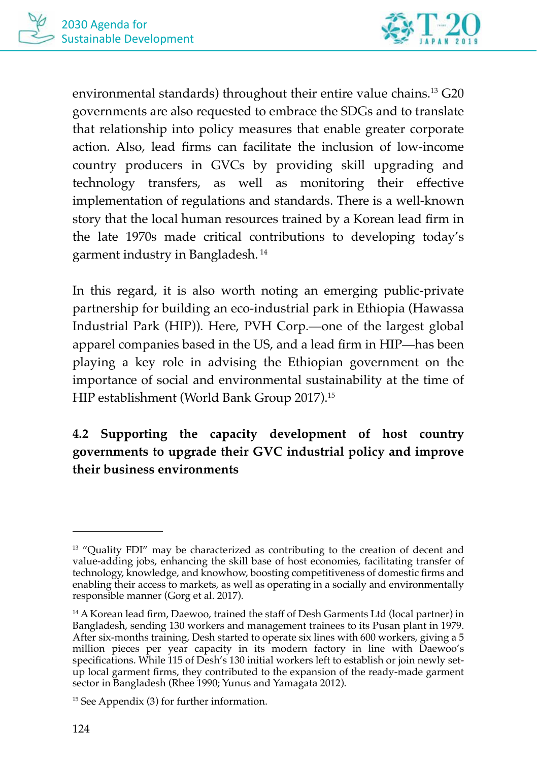environmental standards) throughout their entire value chains.[13] G20 governments are also requested to embrace the SDGs and to translate that relationship into policy measures that enable greater corporate action. Also, lead firms can facilitate the inclusion of low-income country producers in GVCs by providing skill upgrading and technology transfers, as well as monitoring their effective implementation of regulations and standards. There is a well-known story that the local human resources trained by a Korean lead firm in the late 1970s made critical contributions to developing today's garment industry in Bangladesh. [14]

In this regard, it is also worth noting an emerging public-private partnership for building an eco-industrial park in Ethiopia (Hawassa Industrial Park (HIP)). Here, PVH Corp.—one of the largest global apparel companies based in the US, and a lead firm in HIP—has been playing a key role in advising the Ethiopian government on the importance of social and environmental sustainability at the time of HIP establishment (World Bank Group 2017).[15]

### 4.2 Supporting the capacity development of host country governments to upgrade their GVC industrial policy and improve their business environments

---

[13] "Quality FDI" may be characterized as contributing to the creation of decent and value-adding jobs, enhancing the skill base of host economies, facilitating transfer of technology, knowledge, and knowhow, boosting competitiveness of domestic firms and enabling their access to markets, as well as operating in a socially and environmentally responsible manner (Gorg et al. 2017).

[14] A Korean lead firm, Daewoo, trained the staff of Desh Garments Ltd (local partner) in Bangladesh, sending 130 workers and management trainees to its Pusan plant in 1979. After six-months training, Desh started to operate six lines with 600 workers, giving a 5 million pieces per year capacity in its modern factory in line with Daewoo's specifications. While 115 of Desh's 130 initial workers left to establish or join newly set-up local garment firms, they contributed to the expansion of the ready-made garment sector in Bangladesh (Rhee 1990; Yunus and Yamagata 2012).

[15] See Appendix (3) for further information.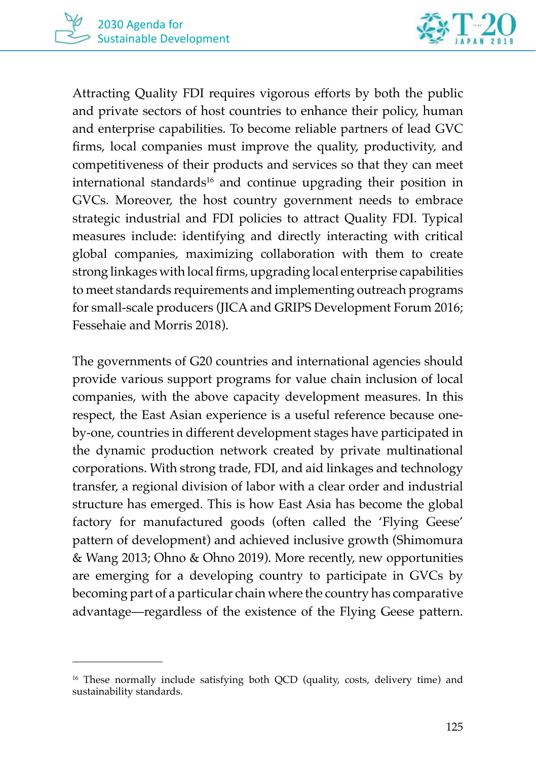Attracting Quality FDI requires vigorous efforts by both the public and private sectors of host countries to enhance their policy, human and enterprise capabilities. To become reliable partners of lead GVC firms, local companies must improve the quality, productivity, and competitiveness of their products and services so that they can meet international standards[16] and continue upgrading their position in GVCs. Moreover, the host country government needs to embrace strategic industrial and FDI policies to attract Quality FDI. Typical measures include: identifying and directly interacting with critical global companies, maximizing collaboration with them to create strong linkages with local firms, upgrading local enterprise capabilities to meet standards requirements and implementing outreach programs for small-scale producers (JICA and GRIPS Development Forum 2016; Fessehaie and Morris 2018).

The governments of G20 countries and international agencies should provide various support programs for value chain inclusion of local companies, with the above capacity development measures. In this respect, the East Asian experience is a useful reference because one-by-one, countries in different development stages have participated in the dynamic production network created by private multinational corporations. With strong trade, FDI, and aid linkages and technology transfer, a regional division of labor with a clear order and industrial structure has emerged. This is how East Asia has become the global factory for manufactured goods (often called the 'Flying Geese' pattern of development) and achieved inclusive growth (Shimomura & Wang 2013; Ohno & Ohno 2019). More recently, new opportunities are emerging for a developing country to participate in GVCs by becoming part of a particular chain where the country has comparative advantage—regardless of the existence of the Flying Geese pattern.

---

[16] These normally include satisfying both QCD (quality, costs, delivery time) and sustainability standards.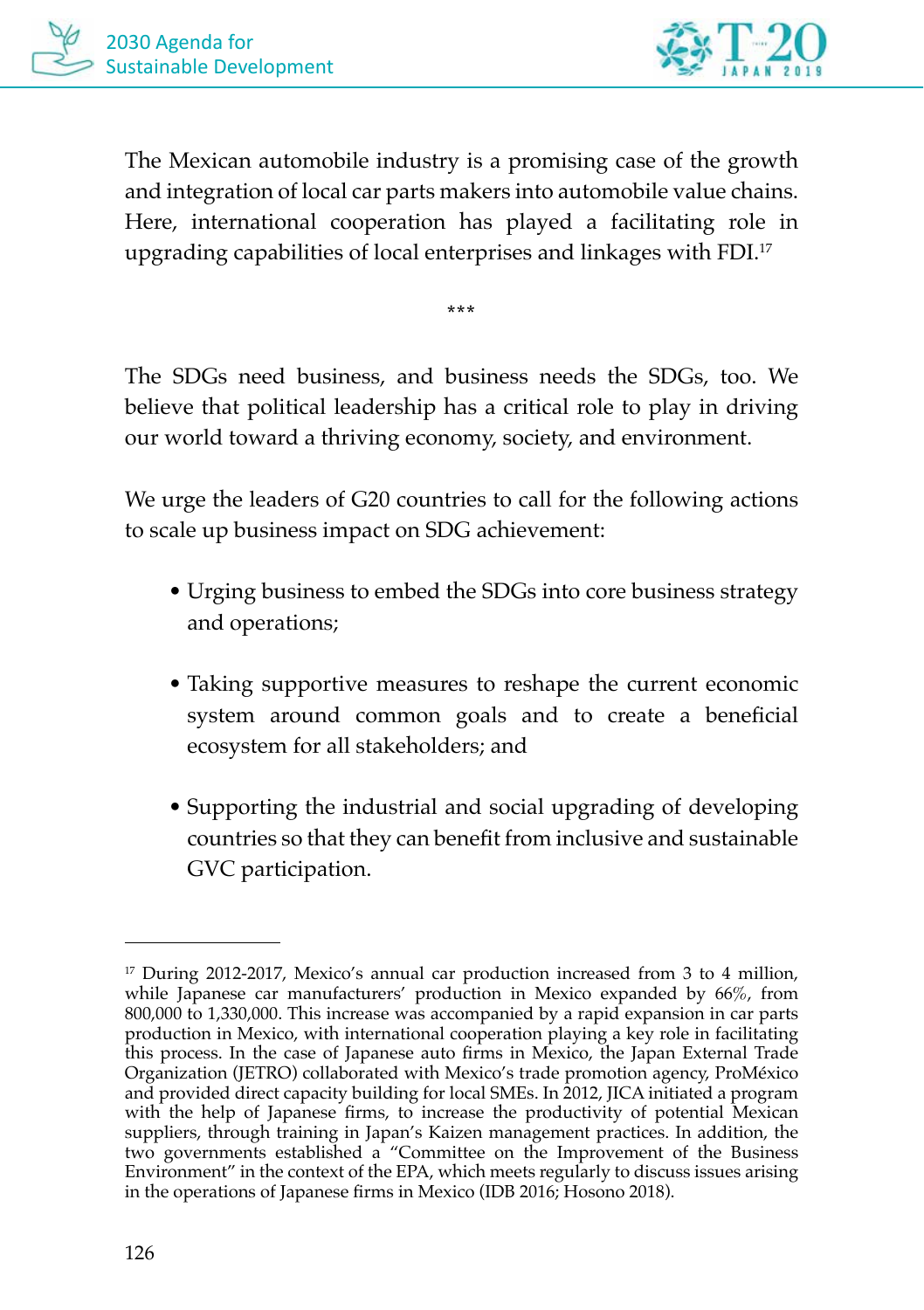The Mexican automobile industry is a promising case of the growth and integration of local car parts makers into automobile value chains. Here, international cooperation has played a facilitating role in upgrading capabilities of local enterprises and linkages with FDI.[17]

***

The SDGs need business, and business needs the SDGs, too. We believe that political leadership has a critical role to play in driving our world toward a thriving economy, society, and environment.

We urge the leaders of G20 countries to call for the following actions to scale up business impact on SDG achievement:

- Urging business to embed the SDGs into core business strategy and operations;
- Taking supportive measures to reshape the current economic system around common goals and to create a beneficial ecosystem for all stakeholders; and
- Supporting the industrial and social upgrading of developing countries so that they can benefit from inclusive and sustainable GVC participation.

---

[17] During 2012-2017, Mexico's annual car production increased from 3 to 4 million, while Japanese car manufacturers' production in Mexico expanded by 66%, from 800,000 to 1,330,000. This increase was accompanied by a rapid expansion in car parts production in Mexico, with international cooperation playing a key role in facilitating this process. In the case of Japanese auto firms in Mexico, the Japan External Trade Organization (JETRO) collaborated with Mexico's trade promotion agency, ProMéxico and provided direct capacity building for local SMEs. In 2012, JICA initiated a program with the help of Japanese firms, to increase the productivity of potential Mexican suppliers, through training in Japan's Kaizen management practices. In addition, the two governments established a "Committee on the Improvement of the Business Environment" in the context of the EPA, which meets regularly to discuss issues arising in the operations of Japanese firms in Mexico (IDB 2016; Hosono 2018).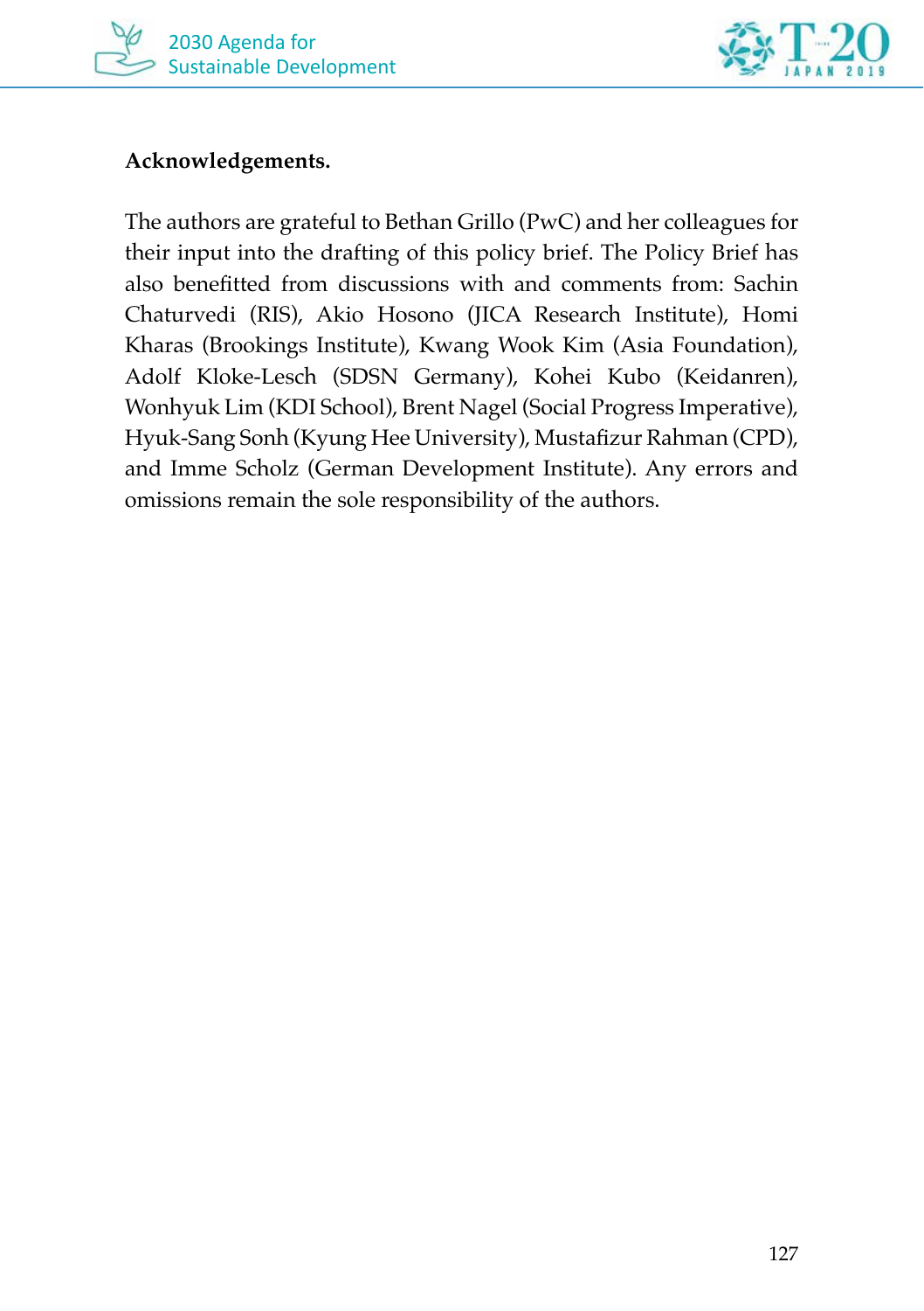**Acknowledgements.**

The authors are grateful to Bethan Grillo (PwC) and her colleagues for their input into the drafting of this policy brief. The Policy Brief has also benefitted from discussions with and comments from: Sachin Chaturvedi (RIS), Akio Hosono (JICA Research Institute), Homi Kharas (Brookings Institute), Kwang Wook Kim (Asia Foundation), Adolf Kloke-Lesch (SDSN Germany), Kohei Kubo (Keidanren), Wonhyuk Lim (KDI School), Brent Nagel (Social Progress Imperative), Hyuk-Sang Sonh (Kyung Hee University), Mustafizur Rahman (CPD), and Imme Scholz (German Development Institute). Any errors and omissions remain the sole responsibility of the authors.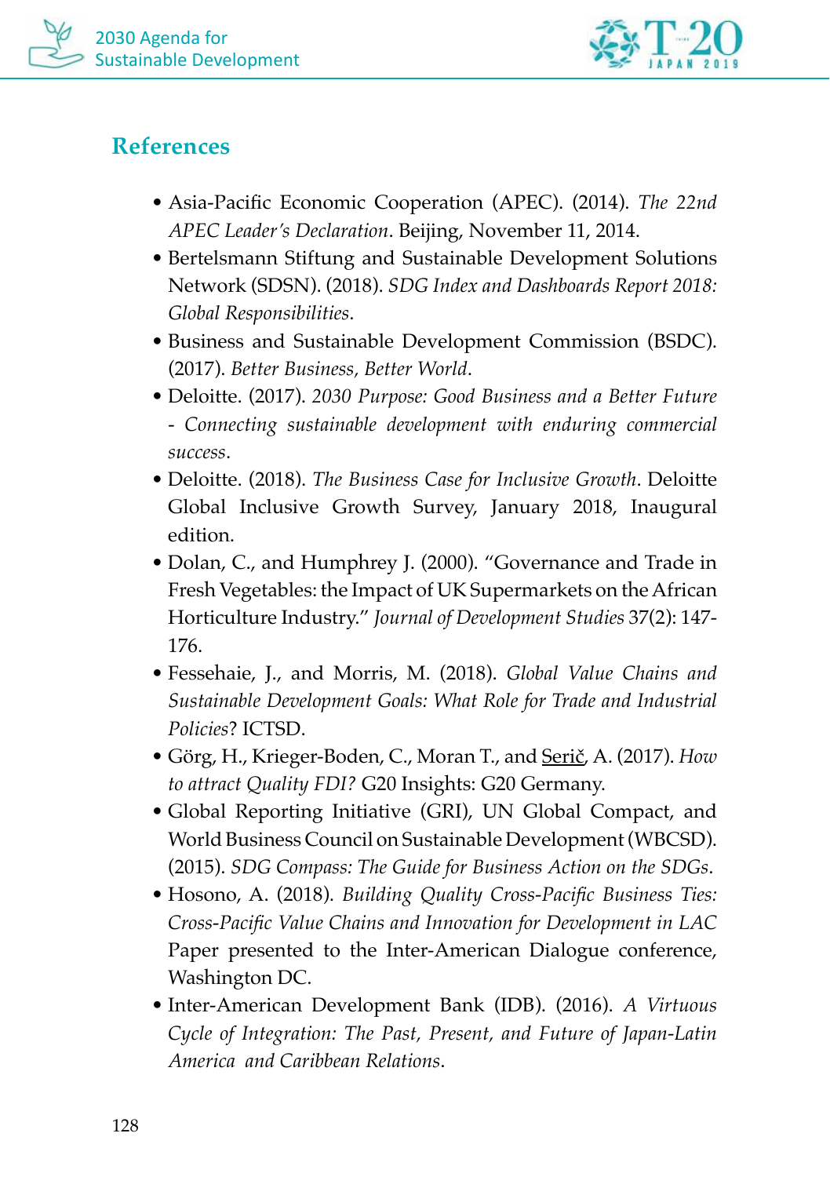## References

- Asia-Pacific Economic Cooperation (APEC). (2014). *The 22nd APEC Leader's Declaration*. Beijing, November 11, 2014.
- Bertelsmann Stiftung and Sustainable Development Solutions Network (SDSN). (2018). *SDG Index and Dashboards Report 2018: Global Responsibilities*.
- Business and Sustainable Development Commission (BSDC). (2017). *Better Business, Better World*.
- Deloitte. (2017). *2030 Purpose: Good Business and a Better Future - Connecting sustainable development with enduring commercial success*.
- Deloitte. (2018). *The Business Case for Inclusive Growth*. Deloitte Global Inclusive Growth Survey, January 2018, Inaugural edition.
- Dolan, C., and Humphrey J. (2000). "Governance and Trade in Fresh Vegetables: the Impact of UK Supermarkets on the African Horticulture Industry." *Journal of Development Studies* 37(2): 147-176.
- Fessehaie, J., and Morris, M. (2018). *Global Value Chains and Sustainable Development Goals: What Role for Trade and Industrial Policies*? ICTSD.
- Görg, H., Krieger-Boden, C., Moran T., and Serič, A. (2017). *How to attract Quality FDI?* G20 Insights: G20 Germany.
- Global Reporting Initiative (GRI), UN Global Compact, and World Business Council on Sustainable Development (WBCSD). (2015). *SDG Compass: The Guide for Business Action on the SDGs*.
- Hosono, A. (2018). *Building Quality Cross-Pacific Business Ties: Cross-Pacific Value Chains and Innovation for Development in LAC* Paper presented to the Inter-American Dialogue conference, Washington DC.
- Inter-American Development Bank (IDB). (2016). *A Virtuous Cycle of Integration: The Past, Present, and Future of Japan-Latin America and Caribbean Relations*.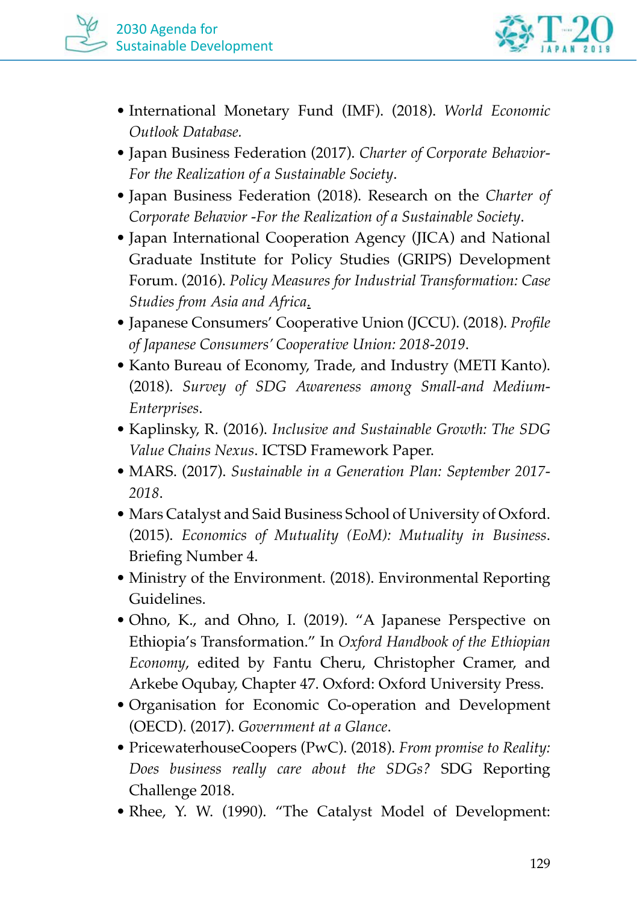- International Monetary Fund (IMF). (2018). *World Economic Outlook Database.*
- Japan Business Federation (2017). *Charter of Corporate Behavior- For the Realization of a Sustainable Society*.
- Japan Business Federation (2018). Research on the *Charter of Corporate Behavior -For the Realization of a Sustainable Society*.
- Japan International Cooperation Agency (JICA) and National Graduate Institute for Policy Studies (GRIPS) Development Forum. (2016). *Policy Measures for Industrial Transformation: Case Studies from Asia and Africa.*
- Japanese Consumers' Cooperative Union (JCCU). (2018). *Profile of Japanese Consumers' Cooperative Union: 2018-2019*.
- Kanto Bureau of Economy, Trade, and Industry (METI Kanto). (2018). *Survey of SDG Awareness among Small-and Medium-Enterprises*.
- Kaplinsky, R. (2016). *Inclusive and Sustainable Growth: The SDG Value Chains Nexus*. ICTSD Framework Paper.
- MARS. (2017). *Sustainable in a Generation Plan: September 2017-2018*.
- Mars Catalyst and Said Business School of University of Oxford. (2015). *Economics of Mutuality (EoM): Mutuality in Business*. Briefing Number 4.
- Ministry of the Environment. (2018). Environmental Reporting Guidelines.
- Ohno, K., and Ohno, I. (2019). "A Japanese Perspective on Ethiopia's Transformation." In *Oxford Handbook of the Ethiopian Economy*, edited by Fantu Cheru, Christopher Cramer, and Arkebe Oqubay, Chapter 47. Oxford: Oxford University Press.
- Organisation for Economic Co-operation and Development (OECD). (2017). *Government at a Glance*.
- PricewaterhouseCoopers (PwC). (2018). *From promise to Reality: Does business really care about the SDGs?* SDG Reporting Challenge 2018.
- Rhee, Y. W. (1990). "The Catalyst Model of Development: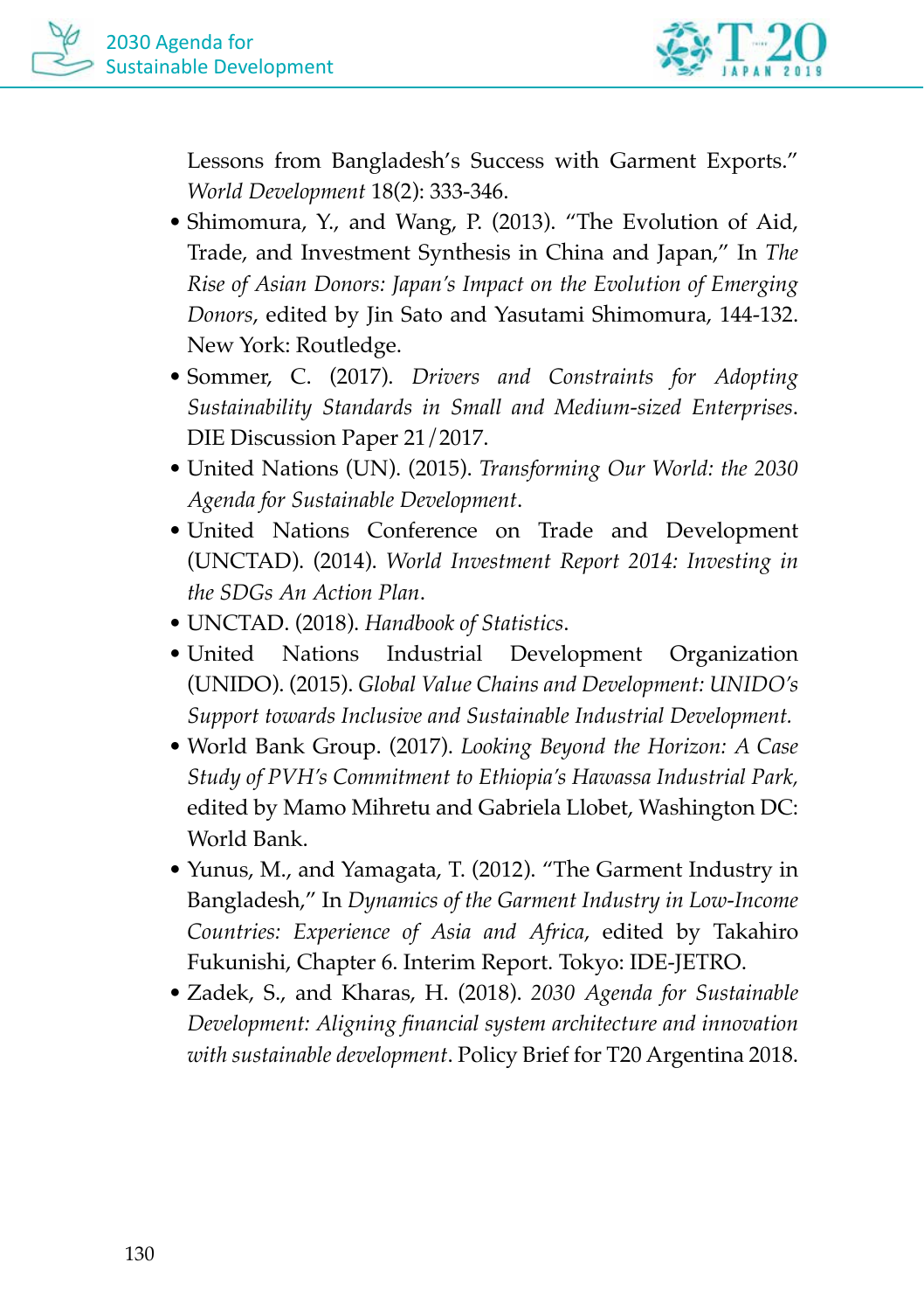Lessons from Bangladesh's Success with Garment Exports." *World Development* 18(2): 333-346.

- Shimomura, Y., and Wang, P. (2013). "The Evolution of Aid, Trade, and Investment Synthesis in China and Japan," In *The Rise of Asian Donors: Japan's Impact on the Evolution of Emerging Donors*, edited by Jin Sato and Yasutami Shimomura, 144-132. New York: Routledge.
- Sommer, C. (2017). *Drivers and Constraints for Adopting Sustainability Standards in Small and Medium-sized Enterprises*. DIE Discussion Paper 21/2017.
- United Nations (UN). (2015). *Transforming Our World: the 2030 Agenda for Sustainable Development*.
- United Nations Conference on Trade and Development (UNCTAD). (2014). *World Investment Report 2014: Investing in the SDGs An Action Plan*.
- UNCTAD. (2018). *Handbook of Statistics*.
- United Nations Industrial Development Organization (UNIDO). (2015). *Global Value Chains and Development: UNIDO's Support towards Inclusive and Sustainable Industrial Development.*
- World Bank Group. (2017). *Looking Beyond the Horizon: A Case Study of PVH's Commitment to Ethiopia's Hawassa Industrial Park*, edited by Mamo Mihretu and Gabriela Llobet, Washington DC: World Bank.
- Yunus, M., and Yamagata, T. (2012). "The Garment Industry in Bangladesh," In *Dynamics of the Garment Industry in Low-Income Countries: Experience of Asia and Africa*, edited by Takahiro Fukunishi, Chapter 6. Interim Report. Tokyo: IDE-JETRO.
- Zadek, S., and Kharas, H. (2018). *2030 Agenda for Sustainable Development: Aligning financial system architecture and innovation with sustainable development*. Policy Brief for T20 Argentina 2018.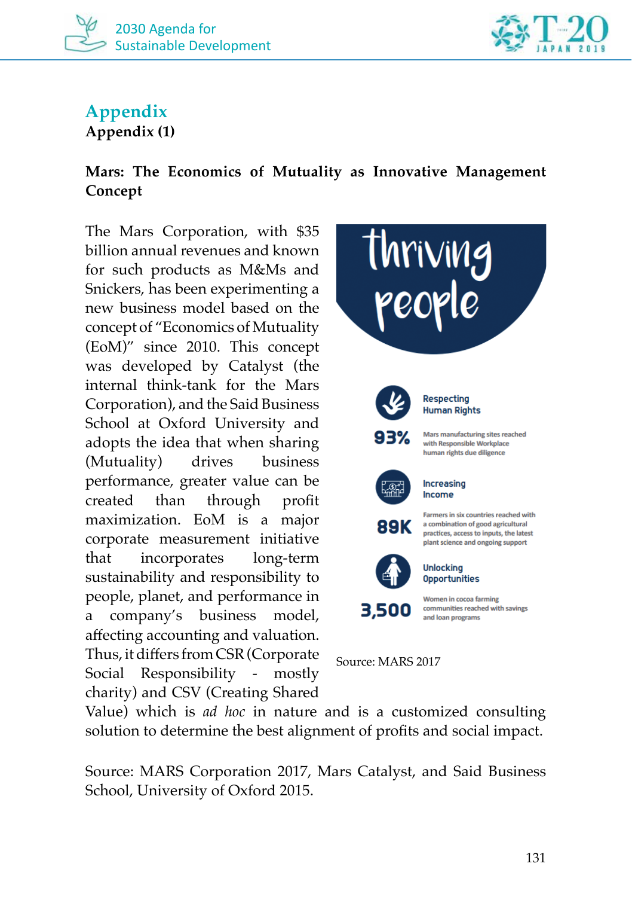# Appendix

## Appendix (1)

**Mars: The Economics of Mutuality as Innovative Management Concept**

The Mars Corporation, with $35 billion annual revenues and known for such products as M&Ms and Snickers, has been experimenting a new business model based on the concept of "Economics of Mutuality (EoM)" since 2010. This concept was developed by Catalyst (the internal think-tank for the Mars Corporation), and the Said Business School at Oxford University and adopts the idea that when sharing (Mutuality) drives business performance, greater value can be created than through profit maximization. EoM is a major corporate measurement initiative that incorporates long-term sustainability and responsibility to people, planet, and performance in a company's business model, affecting accounting and valuation. Thus, it differs from CSR (Corporate Social Responsibility - mostly charity) and CSV (Creating Shared Value) which is *ad hoc* in nature and is a customized consulting solution to determine the best alignment of profits and social impact.

thriving people

**Respecting Human Rights**

**93%** Mars manufacturing sites reached with Responsible Workplace human rights due diligence

**Increasing Income**

**89K** Farmers in six countries reached with a combination of good agricultural practices, access to inputs, the latest plant science and ongoing support

**Unlocking Opportunities**

**3,500** Women in cocoa farming communities reached with savings and loan programs

Source: MARS 2017

Source: MARS Corporation 2017, Mars Catalyst, and Said Business School, University of Oxford 2015.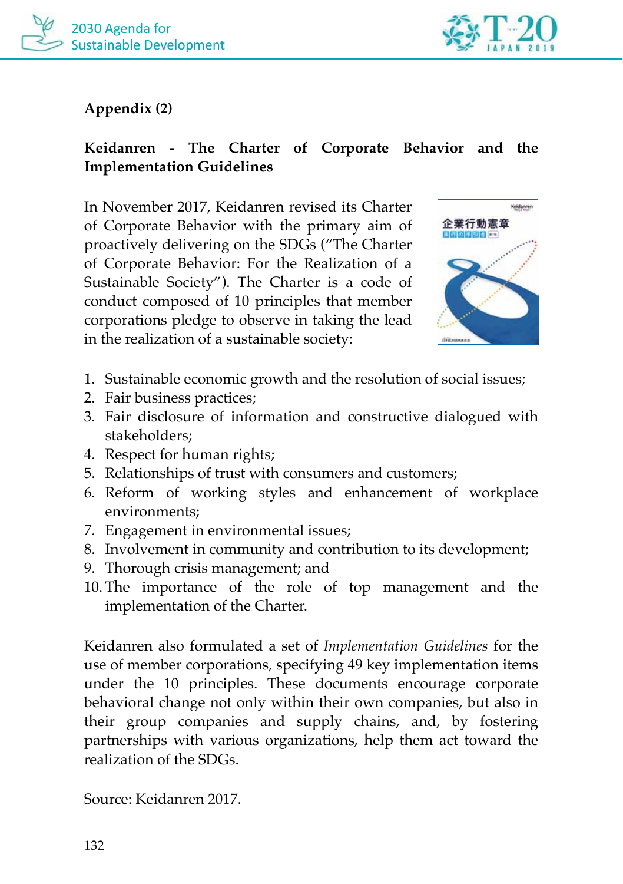## Appendix (2)

### Keidanren - The Charter of Corporate Behavior and the Implementation Guidelines

In November 2017, Keidanren revised its Charter of Corporate Behavior with the primary aim of proactively delivering on the SDGs ("The Charter of Corporate Behavior: For the Realization of a Sustainable Society"). The Charter is a code of conduct composed of 10 principles that member corporations pledge to observe in taking the lead in the realization of a sustainable society:

1. Sustainable economic growth and the resolution of social issues;
2. Fair business practices;
3. Fair disclosure of information and constructive dialogued with stakeholders;
4. Respect for human rights;
5. Relationships of trust with consumers and customers;
6. Reform of working styles and enhancement of workplace environments;
7. Engagement in environmental issues;
8. Involvement in community and contribution to its development;
9. Thorough crisis management; and
10. The importance of the role of top management and the implementation of the Charter.

Keidanren also formulated a set of *Implementation Guidelines* for the use of member corporations, specifying 49 key implementation items under the 10 principles. These documents encourage corporate behavioral change not only within their own companies, but also in their group companies and supply chains, and, by fostering partnerships with various organizations, help them act toward the realization of the SDGs.

Source: Keidanren 2017.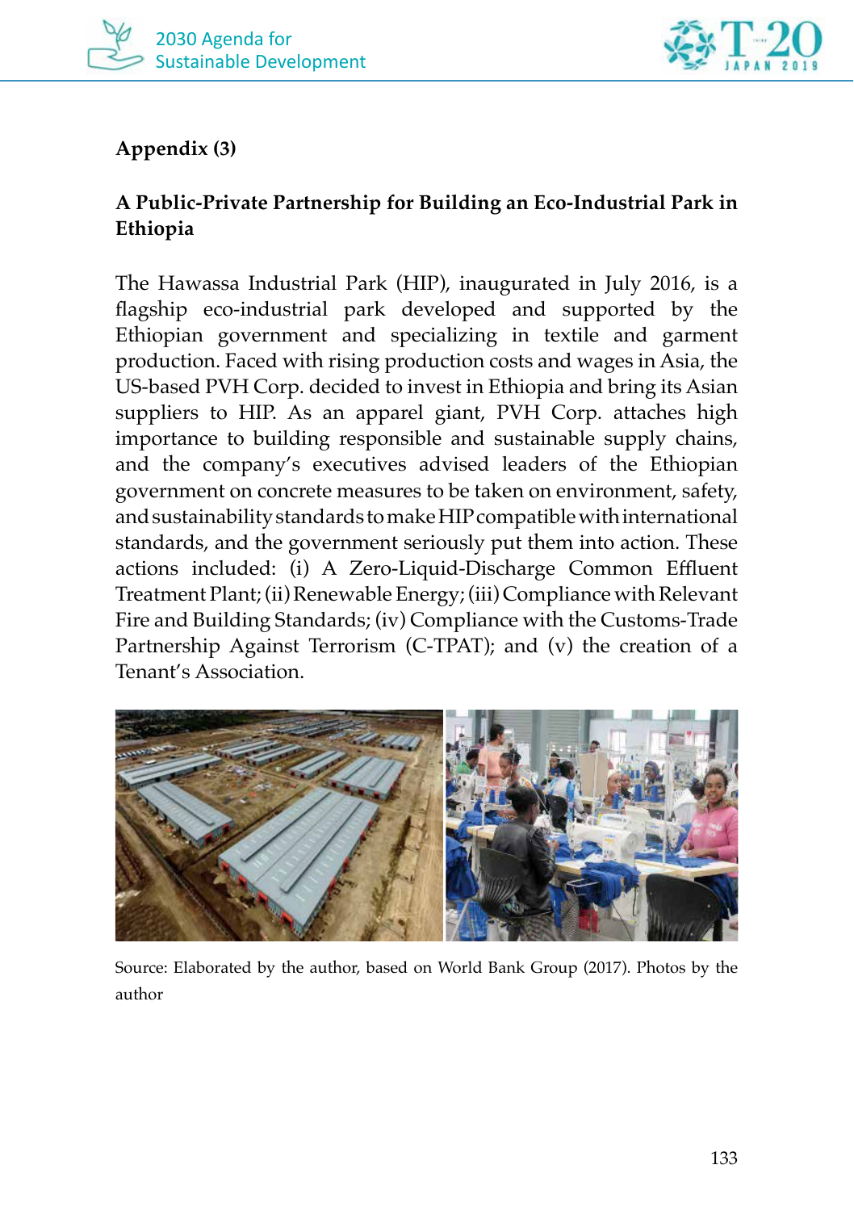## Appendix (3)

### A Public-Private Partnership for Building an Eco-Industrial Park in Ethiopia

The Hawassa Industrial Park (HIP), inaugurated in July 2016, is a flagship eco-industrial park developed and supported by the Ethiopian government and specializing in textile and garment production. Faced with rising production costs and wages in Asia, the US-based PVH Corp. decided to invest in Ethiopia and bring its Asian suppliers to HIP. As an apparel giant, PVH Corp. attaches high importance to building responsible and sustainable supply chains, and the company's executives advised leaders of the Ethiopian government on concrete measures to be taken on environment, safety, and sustainability standards to make HIP compatible with international standards, and the government seriously put them into action. These actions included: (i) A Zero-Liquid-Discharge Common Effluent Treatment Plant; (ii) Renewable Energy; (iii) Compliance with Relevant Fire and Building Standards; (iv) Compliance with the Customs-Trade Partnership Against Terrorism (C-TPAT); and (v) the creation of a Tenant's Association.

Source: Elaborated by the author, based on World Bank Group (2017). Photos by the author